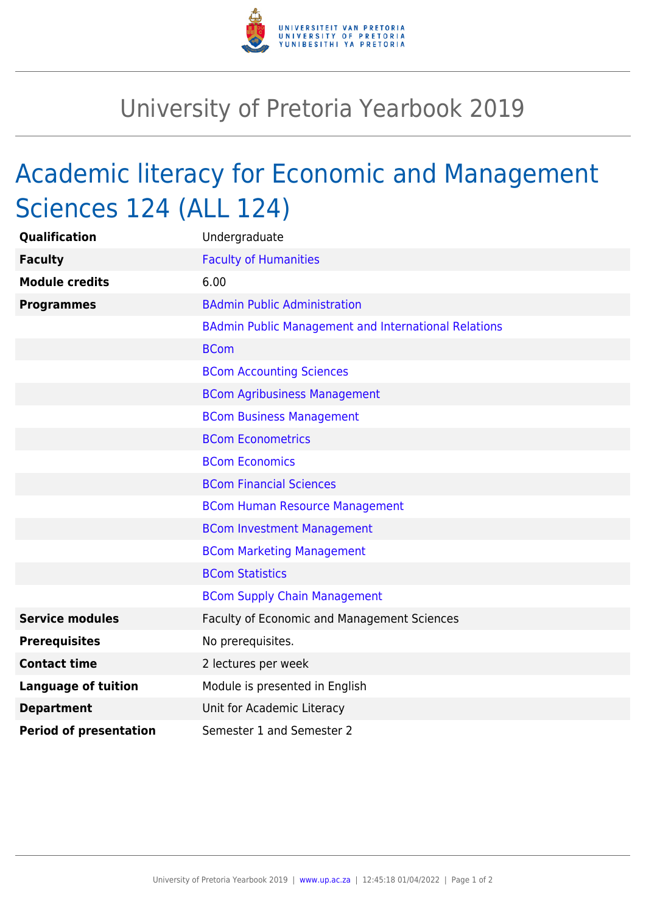# University of Pretoria Yearbook 2019

## Academic literacy for Economic and Management Sciences 124 (ALL 124)

| | |
|---|---|
| **Qualification** | Undergraduate |
| **Faculty** | Faculty of Humanities |
| **Module credits** | 6.00 |
| **Programmes** | BAdmin Public Administration |
| | BAdmin Public Management and International Relations |
| | BCom |
| | BCom Accounting Sciences |
| | BCom Agribusiness Management |
| | BCom Business Management |
| | BCom Econometrics |
| | BCom Economics |
| | BCom Financial Sciences |
| | BCom Human Resource Management |
| | BCom Investment Management |
| | BCom Marketing Management |
| | BCom Statistics |
| | BCom Supply Chain Management |
| **Service modules** | Faculty of Economic and Management Sciences |
| **Prerequisites** | No prerequisites. |
| **Contact time** | 2 lectures per week |
| **Language of tuition** | Module is presented in English |
| **Department** | Unit for Academic Literacy |
| **Period of presentation** | Semester 1 and Semester 2 |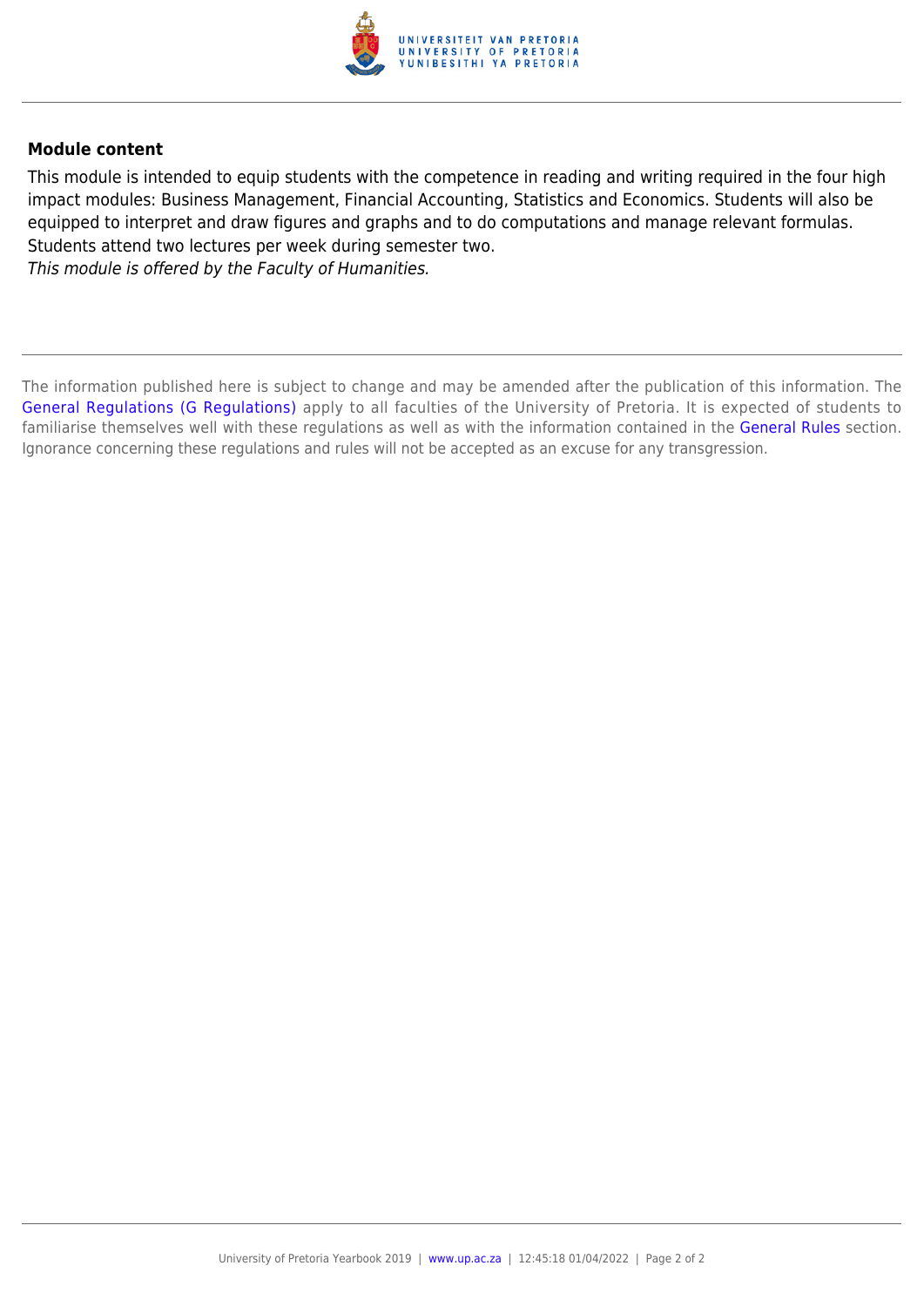### Module content

This module is intended to equip students with the competence in reading and writing required in the four high impact modules: Business Management, Financial Accounting, Statistics and Economics. Students will also be equipped to interpret and draw figures and graphs and to do computations and manage relevant formulas. Students attend two lectures per week during semester two.

*This module is offered by the Faculty of Humanities.*

---

The information published here is subject to change and may be amended after the publication of this information. The General Regulations (G Regulations) apply to all faculties of the University of Pretoria. It is expected of students to familiarise themselves well with these regulations as well as with the information contained in the General Rules section. Ignorance concerning these regulations and rules will not be accepted as an excuse for any transgression.